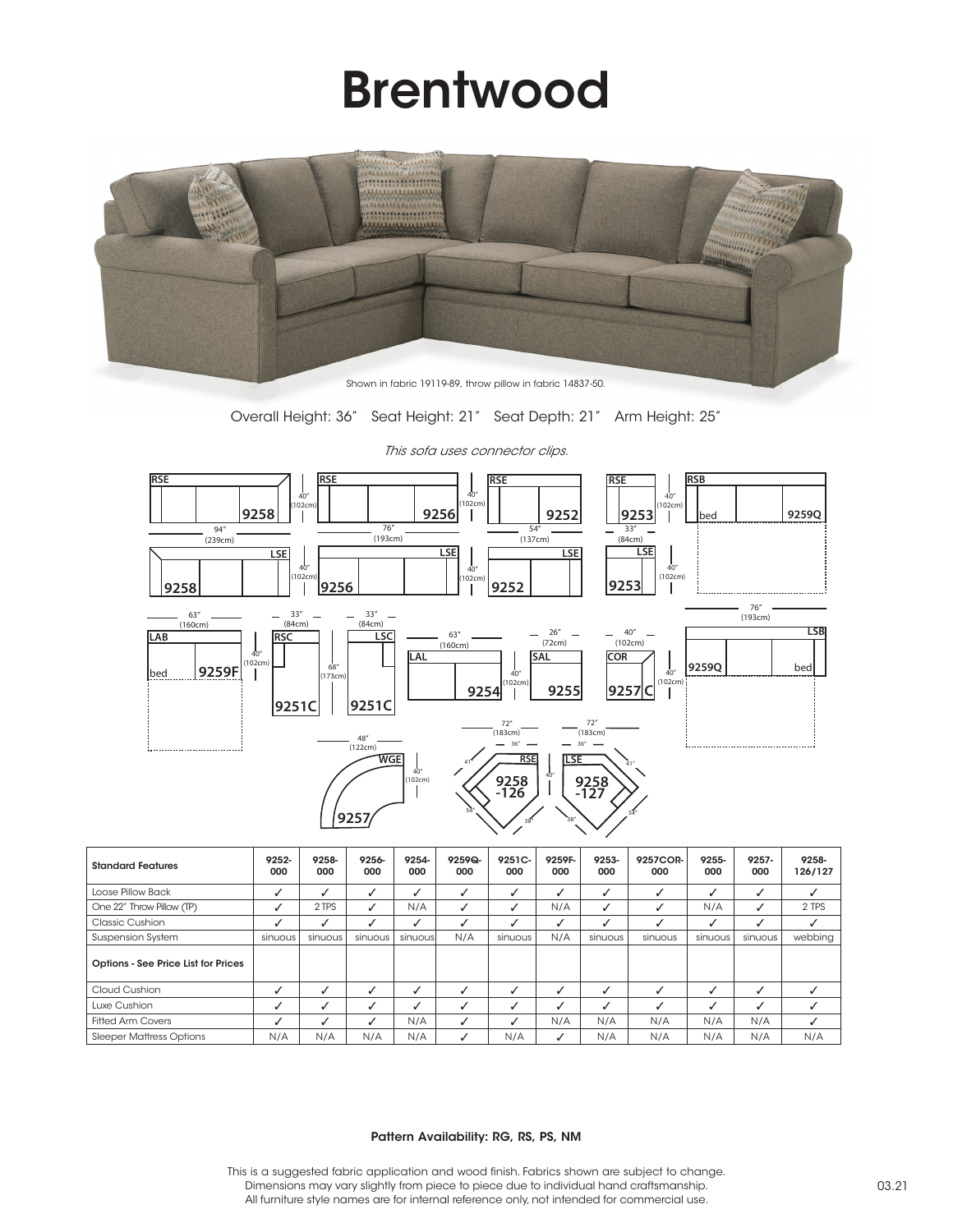# Brentwood

Shown in fabric 19119-89, throw pillow in fabric 14837-50.

Overall Height: 36″ Seat Height: 21″ Seat Depth: 21″ Arm Height: 25″

*This sofa uses connector clips.*

RSE 9258 — 94″ (239cm), 40″ (102cm)
RSE 9256 — 76″ (193cm), 40″ (102cm)
RSE 9252 — 54″ (137cm), 40″ (102cm)
RSE 9253 — 33″ (84cm), 40″ (102cm)
RSB bed 9259Q — 76″ (193cm)
LSE 9258 — 40″ (102cm)
LSE 9256 — 40″ (102cm)
LSE 9252 — 40″ (102cm)
LSE 9253 — 40″ (102cm)
LSB 9259Q bed
LAB bed 9259F — 63″ (160cm), 40″ (102cm)
RSC 9251C — 33″ (84cm), 68″ (173cm)
LSC 9251C — 33″ (84cm)
LAL 9254 — 63″ (160cm), 40″ (102cm)
SAL 9255 — 26″ (72cm)
COR 9257C — 40″ (102cm), 40″ (102cm)
WGE 9257 — 48″ (122cm), 40″ (102cm)
RSE 9258-126 — 72″ (183cm), 36″, 41″, 54″, 38″, 40″
LSE 9258-127 — 72″ (183cm), 36″, 41″, 54″, 38″

| Standard Features | 9252-000 | 9258-000 | 9256-000 | 9254-000 | 9259Q-000 | 9251C-000 | 9259F-000 | 9253-000 | 9257COR-000 | 9255-000 | 9257-000 | 9258-126/127 |
|---|---|---|---|---|---|---|---|---|---|---|---|---|
| Loose Pillow Back | ✓ | ✓ | ✓ | ✓ | ✓ | ✓ | ✓ | ✓ | ✓ | ✓ | ✓ | ✓ |
| One 22″ Throw Pillow (TP) | ✓ | 2 TPS | ✓ | N/A | ✓ | ✓ | N/A | ✓ | ✓ | N/A | ✓ | 2 TPS |
| Classic Cushion | ✓ | ✓ | ✓ | ✓ | ✓ | ✓ | ✓ | ✓ | ✓ | ✓ | ✓ | ✓ |
| Suspension System | sinuous | sinuous | sinuous | sinuous | N/A | sinuous | N/A | sinuous | sinuous | sinuous | sinuous | webbing |
| **Options - See Price List for Prices** | | | | | | | | | | | | |
| Cloud Cushion | ✓ | ✓ | ✓ | ✓ | ✓ | ✓ | ✓ | ✓ | ✓ | ✓ | ✓ | ✓ |
| Luxe Cushion | ✓ | ✓ | ✓ | ✓ | ✓ | ✓ | ✓ | ✓ | ✓ | ✓ | ✓ | ✓ |
| Fitted Arm Covers | ✓ | ✓ | ✓ | N/A | ✓ | ✓ | N/A | N/A | N/A | N/A | N/A | ✓ |
| Sleeper Mattress Options | N/A | N/A | N/A | N/A | ✓ | N/A | ✓ | N/A | N/A | N/A | N/A | N/A |

**Pattern Availability: RG, RS, PS, NM**

This is a suggested fabric application and wood finish. Fabrics shown are subject to change.
Dimensions may vary slightly from piece to piece due to individual hand craftsmanship.
All furniture style names are for internal reference only, not intended for commercial use.

03.21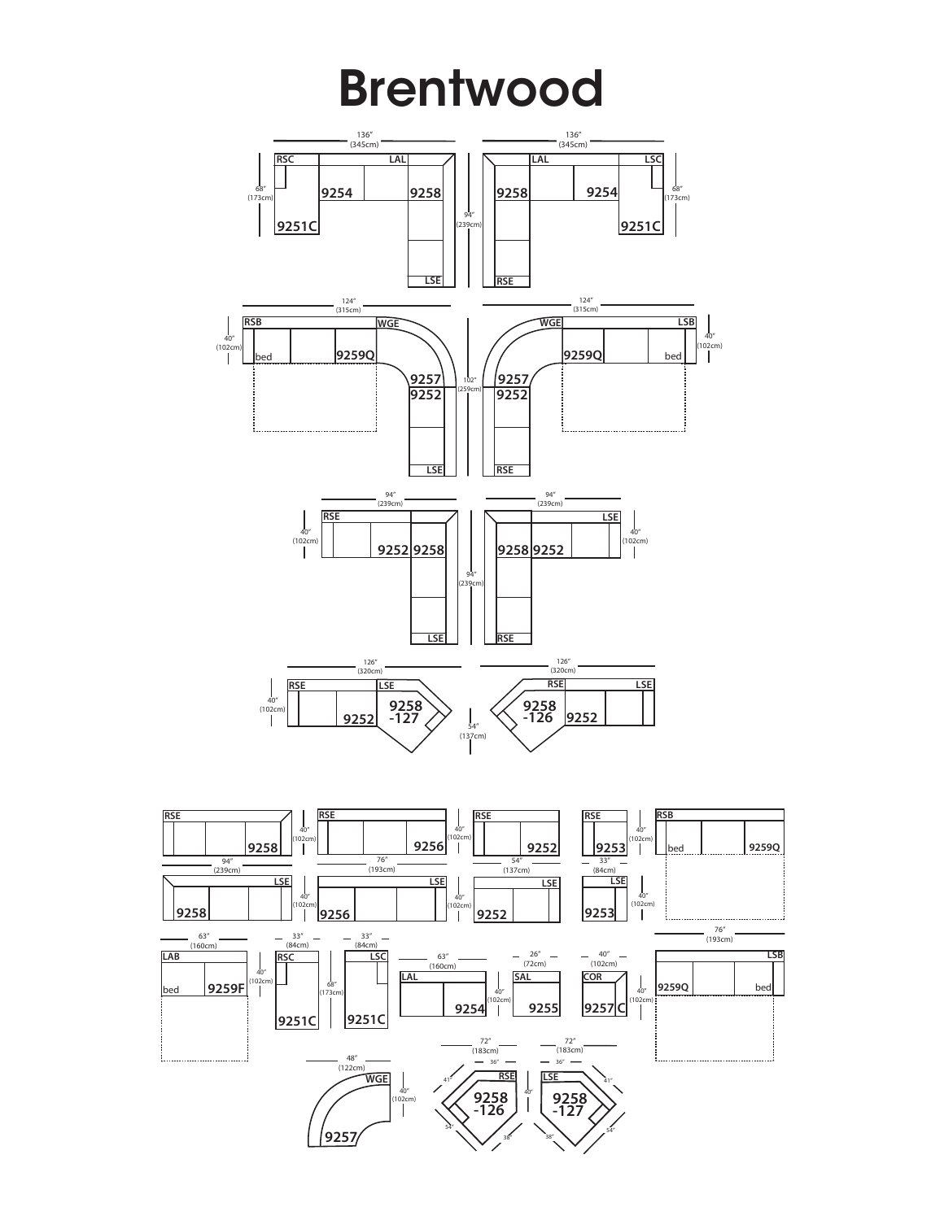# Brentwood

136″ (345cm)
RSC
LAL
9254
9258
68″ (173cm)
9251C
LSE
94″ (239cm)

136″ (345cm)
LAL
LSC
9258
9254
68″ (173cm)
9251C
RSE

124″ (315cm)
RSB
WGE
40″ (102cm)
bed
9259Q
9257
9252
102″ (259cm)
LSE

124″ (315cm)
WGE
LSB
40″ (102cm)
9259Q
bed
9257
9252
RSE

94″ (239cm)
RSE
40″ (102cm)
9252 9258
94″ (239cm)
LSE

94″ (239cm)
LSE
40″ (102cm)
9258 9252
RSE

126″ (320cm)
RSE
LSE
40″ (102cm)
9252
9258 -127
54″ (137cm)

126″ (320cm)
RSE
LSE
9258 -126
9252

RSE
9258
40″ (102cm)
94″ (239cm)
LSE
9258

RSE
9256
40″ (102cm)
76″ (193cm)
LSE
9256

RSE
9252
40″ (102cm)
54″ (137cm)
LSE
9252

RSE
9253
40″ (102cm)
33″ (84cm)
LSE
9253

RSB
bed
9259Q
76″ (193cm)

63″ (160cm)
LAB
bed
9259F
40″ (102cm)

33″ (84cm)
RSC
9251C
68″ (173cm)

33″ (84cm)
LSC
9251C

63″ (160cm)
LAL
9254
40″ (102cm)

26″ (72cm)
SAL
9255

40″ (102cm)
COR
9257C
40″ (102cm)

LSB
9259Q
bed

48″ (122cm)
WGE
40″ (102cm)
9257

72″ (183cm)
36″
RSE
41″
9258 -126
54″
38″
40″

72″ (183cm)
36″
LSE
41″
9258 -127
54″
38″